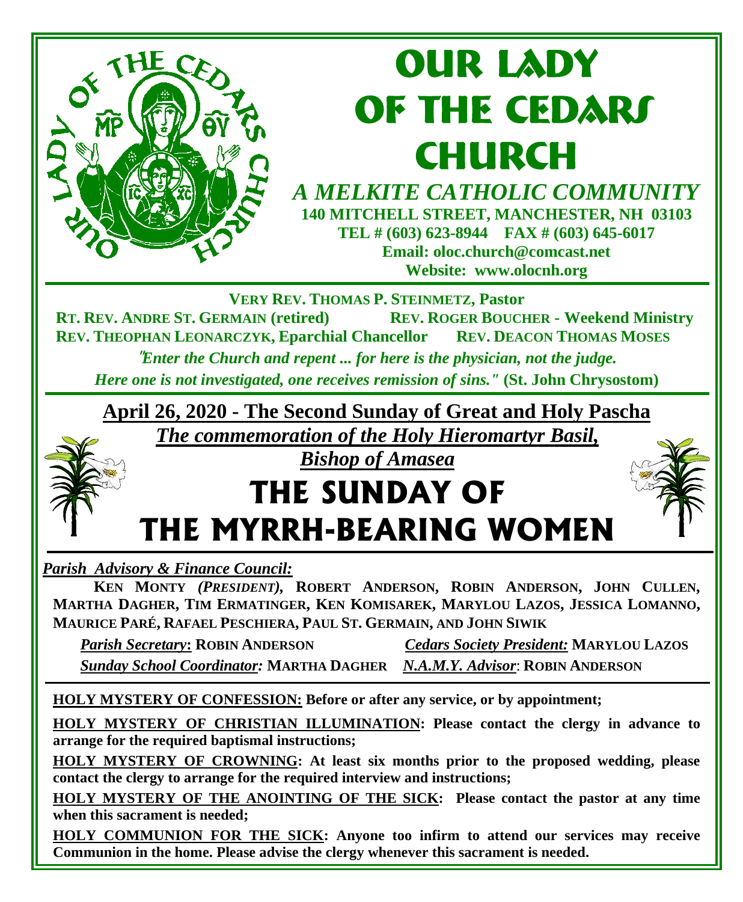# OUR LADY OF THE CEDARS CHURCH

***A MELKITE CATHOLIC COMMUNITY***

**140 MITCHELL STREET, MANCHESTER, NH 03103**
**TEL # (603) 623-8944 FAX # (603) 645-6017**
**Email: oloc.church@comcast.net**
**Website: www.olocnh.org**

**VERY REV. THOMAS P. STEINMETZ, Pastor**
**RT. REV. ANDRE ST. GERMAIN (retired)** **REV. ROGER BOUCHER - Weekend Ministry**
**REV. THEOPHAN LEONARCZYK, Eparchial Chancellor** **REV. DEACON THOMAS MOSES**

*"Enter the Church and repent ... for here is the physician, not the judge. Here one is not investigated, one receives remission of sins."* **(St. John Chrysostom)**

## April 26, 2020 - The Second Sunday of Great and Holy Pascha

***The commemoration of the Holy Hieromartyr Basil, Bishop of Amasea***

# THE SUNDAY OF THE MYRRH-BEARING WOMEN

***Parish Advisory & Finance Council:***

**KEN MONTY** ***(PRESIDENT)***, **ROBERT ANDERSON, ROBIN ANDERSON, JOHN CULLEN, MARTHA DAGHER, TIM ERMATINGER, KEN KOMISAREK, MARYLOU LAZOS, JESSICA LOMANNO, MAURICE PARÉ, RAFAEL PESCHIERA, PAUL ST. GERMAIN, AND JOHN SIWIK**

***Parish Secretary*: ROBIN ANDERSON** ***Cedars Society President:* MARYLOU LAZOS**
***Sunday School Coordinator:* MARTHA DAGHER** ***N.A.M.Y. Advisor*: ROBIN ANDERSON**

**HOLY MYSTERY OF CONFESSION: Before or after any service, or by appointment;**

**HOLY MYSTERY OF CHRISTIAN ILLUMINATION: Please contact the clergy in advance to arrange for the required baptismal instructions;**

**HOLY MYSTERY OF CROWNING: At least six months prior to the proposed wedding, please contact the clergy to arrange for the required interview and instructions;**

**HOLY MYSTERY OF THE ANOINTING OF THE SICK: Please contact the pastor at any time when this sacrament is needed;**

**HOLY COMMUNION FOR THE SICK: Anyone too infirm to attend our services may receive Communion in the home. Please advise the clergy whenever this sacrament is needed.**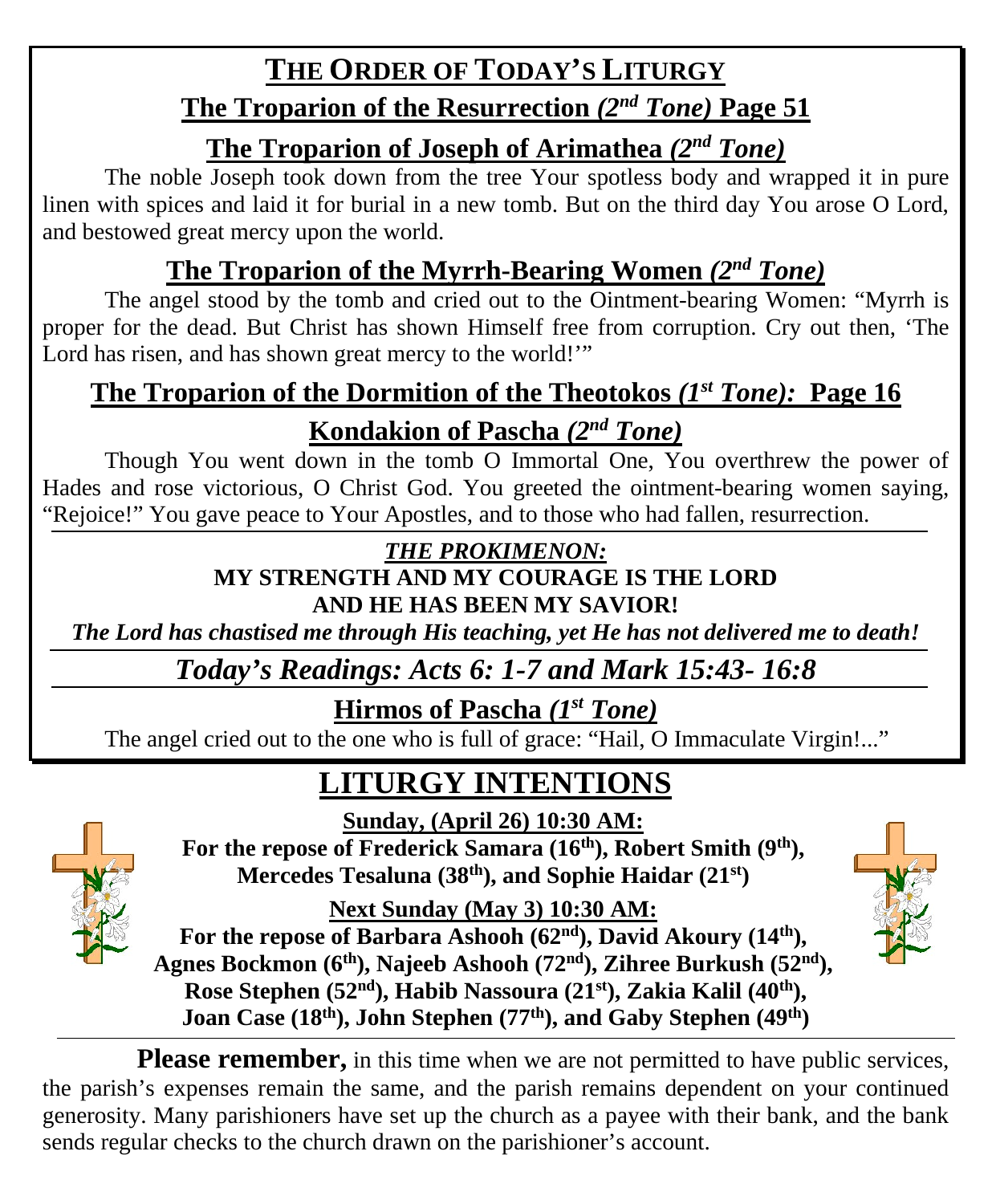# THE ORDER OF TODAY'S LITURGY

## The Troparion of the Resurrection *(2nd Tone)* Page 51

## The Troparion of Joseph of Arimathea *(2nd Tone)*

The noble Joseph took down from the tree Your spotless body and wrapped it in pure linen with spices and laid it for burial in a new tomb. But on the third day You arose O Lord, and bestowed great mercy upon the world.

## The Troparion of the Myrrh-Bearing Women *(2nd Tone)*

The angel stood by the tomb and cried out to the Ointment-bearing Women: "Myrrh is proper for the dead. But Christ has shown Himself free from corruption. Cry out then, 'The Lord has risen, and has shown great mercy to the world!'"

## The Troparion of the Dormition of the Theotokos *(1st Tone):* Page 16

## Kondakion of Pascha *(2nd Tone)*

Though You went down in the tomb O Immortal One, You overthrew the power of Hades and rose victorious, O Christ God. You greeted the ointment-bearing women saying, "Rejoice!" You gave peace to Your Apostles, and to those who had fallen, resurrection.

***THE PROKIMENON:***

**MY STRENGTH AND MY COURAGE IS THE LORD**
**AND HE HAS BEEN MY SAVIOR!**

***The Lord has chastised me through His teaching, yet He has not delivered me to death!***

## *Today's Readings: Acts 6: 1-7 and Mark 15:43- 16:8*

## Hirmos of Pascha *(1st Tone)*

The angel cried out to the one who is full of grace: "Hail, O Immaculate Virgin!..."

# LITURGY INTENTIONS

**Sunday, (April 26) 10:30 AM:**
**For the repose of Frederick Samara (16th), Robert Smith (9th), Mercedes Tesaluna (38th), and Sophie Haidar (21st)**

**Next Sunday (May 3) 10:30 AM:**
**For the repose of Barbara Ashooh (62nd), David Akoury (14th), Agnes Bockmon (6th), Najeeb Ashooh (72nd), Zihree Burkush (52nd), Rose Stephen (52nd), Habib Nassoura (21st), Zakia Kalil (40th), Joan Case (18th), John Stephen (77th), and Gaby Stephen (49th)**

---

**Please remember,** in this time when we are not permitted to have public services, the parish's expenses remain the same, and the parish remains dependent on your continued generosity. Many parishioners have set up the church as a payee with their bank, and the bank sends regular checks to the church drawn on the parishioner's account.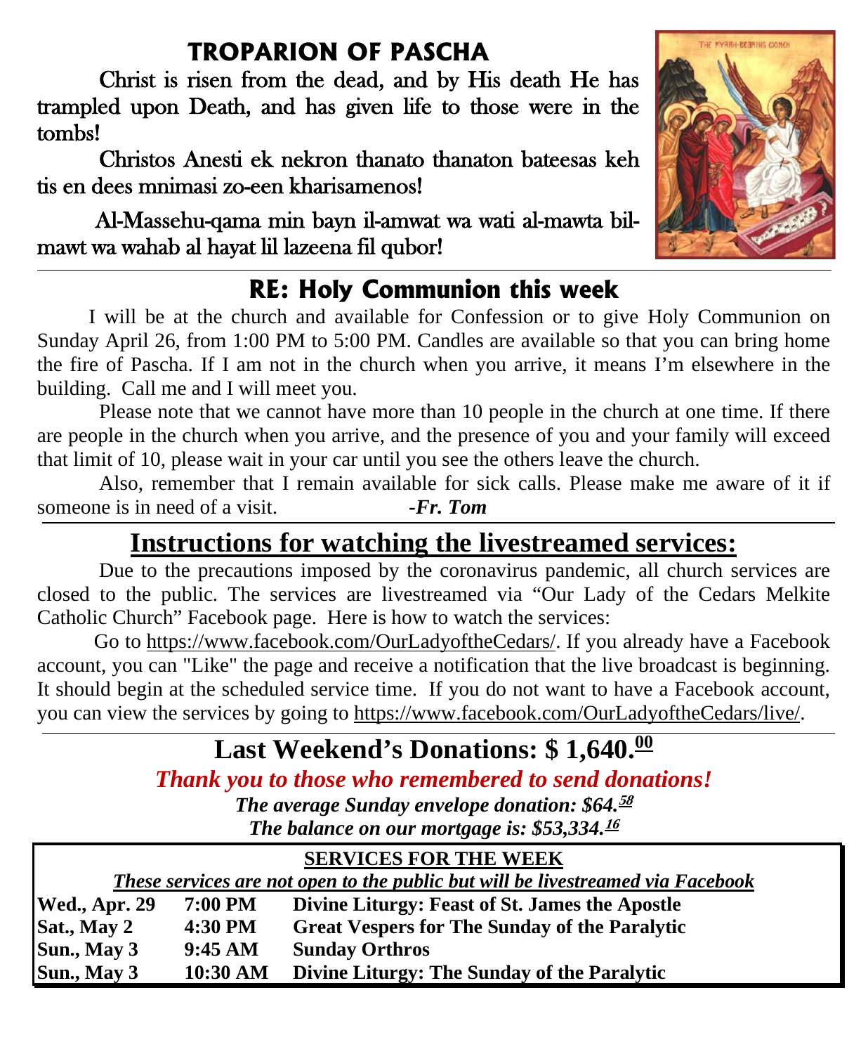## TROPARION OF PASCHA

Christ is risen from the dead, and by His death He has trampled upon Death, and has given life to those were in the tombs!

Christos Anesti ek nekron thanato thanaton bateesas keh tis en dees mnimasi zo-een kharisamenos!

Al-Massehu-qama min bayn il-amwat wa wati al-mawta bil-mawt wa wahab al hayat lil lazeena fil qubor!

## RE: Holy Communion this week

I will be at the church and available for Confession or to give Holy Communion on Sunday April 26, from 1:00 PM to 5:00 PM. Candles are available so that you can bring home the fire of Pascha. If I am not in the church when you arrive, it means I'm elsewhere in the building. Call me and I will meet you.

Please note that we cannot have more than 10 people in the church at one time. If there are people in the church when you arrive, and the presence of you and your family will exceed that limit of 10, please wait in your car until you see the others leave the church.

Also, remember that I remain available for sick calls. Please make me aware of it if someone is in need of a visit. ***-Fr. Tom***

## Instructions for watching the livestreamed services:

Due to the precautions imposed by the coronavirus pandemic, all church services are closed to the public. The services are livestreamed via "Our Lady of the Cedars Melkite Catholic Church" Facebook page. Here is how to watch the services:

Go to https://www.facebook.com/OurLadyoftheCedars/. If you already have a Facebook account, you can "Like" the page and receive a notification that the live broadcast is beginning. It should begin at the scheduled service time. If you do not want to have a Facebook account, you can view the services by going to https://www.facebook.com/OurLadyoftheCedars/live/.

## Last Weekend's Donations: $ 1,640.00

***Thank you to those who remembered to send donations!***

***The average Sunday envelope donation: $64.58***

***The balance on our mortgage is: $53,334.16***

**SERVICES FOR THE WEEK**

***These services are not open to the public but will be livestreamed via Facebook***

| | | |
|---|---|---|
| **Wed., Apr. 29** | **7:00 PM** | **Divine Liturgy: Feast of St. James the Apostle** |
| **Sat., May 2** | **4:30 PM** | **Great Vespers for The Sunday of the Paralytic** |
| **Sun., May 3** | **9:45 AM** | **Sunday Orthros** |
| **Sun., May 3** | **10:30 AM** | **Divine Liturgy: The Sunday of the Paralytic** |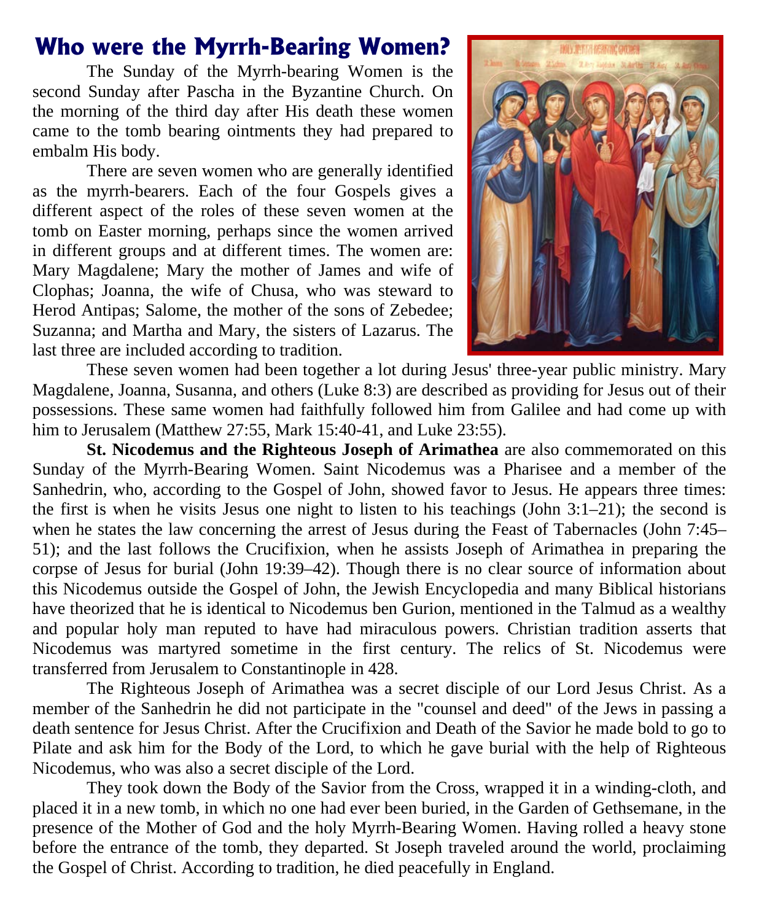# Who were the Myrrh-Bearing Women?

The Sunday of the Myrrh-bearing Women is the second Sunday after Pascha in the Byzantine Church. On the morning of the third day after His death these women came to the tomb bearing ointments they had prepared to embalm His body.

There are seven women who are generally identified as the myrrh-bearers. Each of the four Gospels gives a different aspect of the roles of these seven women at the tomb on Easter morning, perhaps since the women arrived in different groups and at different times. The women are: Mary Magdalene; Mary the mother of James and wife of Clophas; Joanna, the wife of Chusa, who was steward to Herod Antipas; Salome, the mother of the sons of Zebedee; Suzanna; and Martha and Mary, the sisters of Lazarus. The last three are included according to tradition.

These seven women had been together a lot during Jesus' three-year public ministry. Mary Magdalene, Joanna, Susanna, and others (Luke 8:3) are described as providing for Jesus out of their possessions. These same women had faithfully followed him from Galilee and had come up with him to Jerusalem (Matthew 27:55, Mark 15:40-41, and Luke 23:55).

**St. Nicodemus and the Righteous Joseph of Arimathea** are also commemorated on this Sunday of the Myrrh-Bearing Women. Saint Nicodemus was a Pharisee and a member of the Sanhedrin, who, according to the Gospel of John, showed favor to Jesus. He appears three times: the first is when he visits Jesus one night to listen to his teachings (John 3:1–21); the second is when he states the law concerning the arrest of Jesus during the Feast of Tabernacles (John 7:45–51); and the last follows the Crucifixion, when he assists Joseph of Arimathea in preparing the corpse of Jesus for burial (John 19:39–42). Though there is no clear source of information about this Nicodemus outside the Gospel of John, the Jewish Encyclopedia and many Biblical historians have theorized that he is identical to Nicodemus ben Gurion, mentioned in the Talmud as a wealthy and popular holy man reputed to have had miraculous powers. Christian tradition asserts that Nicodemus was martyred sometime in the first century. The relics of St. Nicodemus were transferred from Jerusalem to Constantinople in 428.

The Righteous Joseph of Arimathea was a secret disciple of our Lord Jesus Christ. As a member of the Sanhedrin he did not participate in the "counsel and deed" of the Jews in passing a death sentence for Jesus Christ. After the Crucifixion and Death of the Savior he made bold to go to Pilate and ask him for the Body of the Lord, to which he gave burial with the help of Righteous Nicodemus, who was also a secret disciple of the Lord.

They took down the Body of the Savior from the Cross, wrapped it in a winding-cloth, and placed it in a new tomb, in which no one had ever been buried, in the Garden of Gethsemane, in the presence of the Mother of God and the holy Myrrh-Bearing Women. Having rolled a heavy stone before the entrance of the tomb, they departed. St Joseph traveled around the world, proclaiming the Gospel of Christ. According to tradition, he died peacefully in England.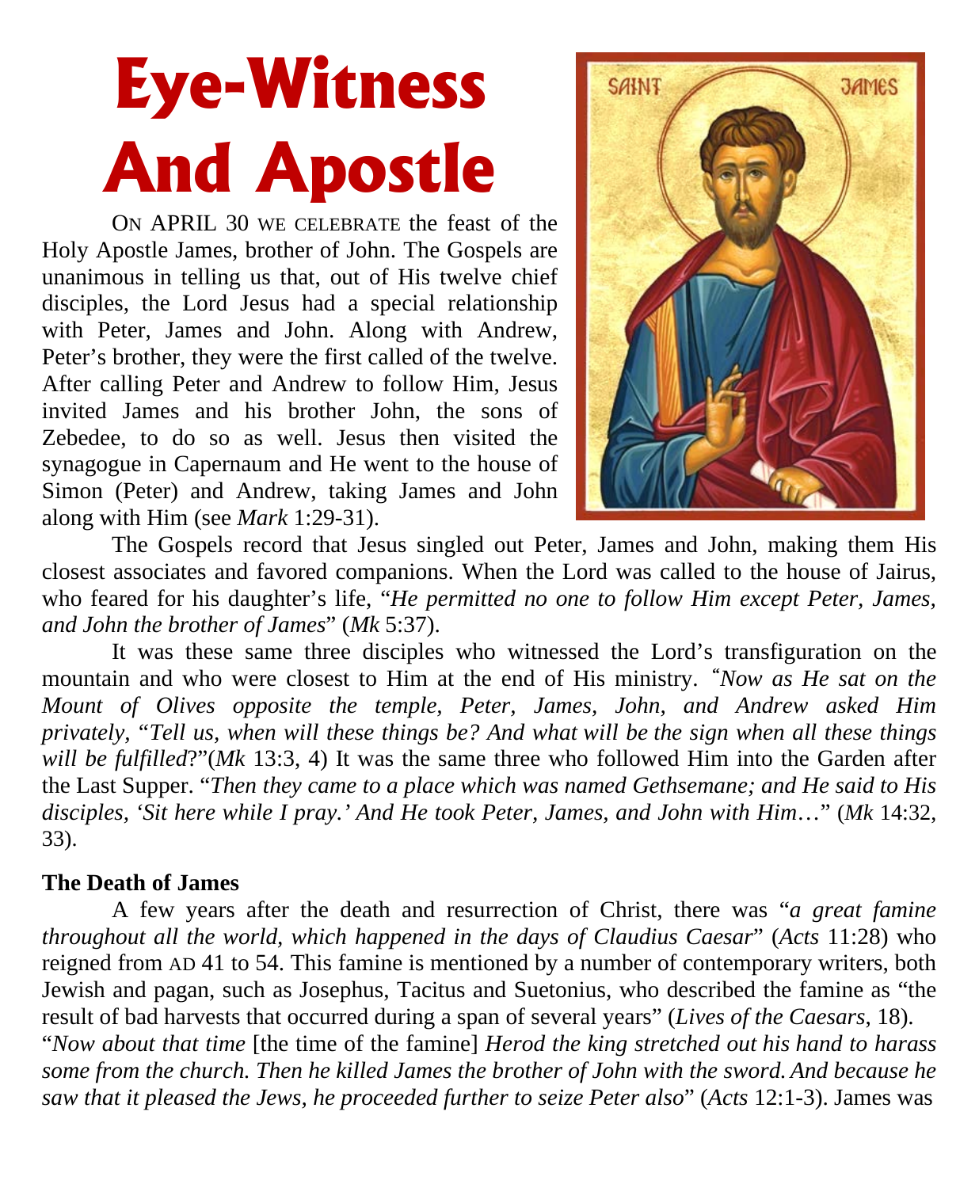# Eye-Witness And Apostle

ON APRIL 30 WE CELEBRATE the feast of the Holy Apostle James, brother of John. The Gospels are unanimous in telling us that, out of His twelve chief disciples, the Lord Jesus had a special relationship with Peter, James and John. Along with Andrew, Peter's brother, they were the first called of the twelve. After calling Peter and Andrew to follow Him, Jesus invited James and his brother John, the sons of Zebedee, to do so as well. Jesus then visited the synagogue in Capernaum and He went to the house of Simon (Peter) and Andrew, taking James and John along with Him (see *Mark* 1:29-31).

The Gospels record that Jesus singled out Peter, James and John, making them His closest associates and favored companions. When the Lord was called to the house of Jairus, who feared for his daughter's life, "*He permitted no one to follow Him except Peter, James, and John the brother of James*" (*Mk* 5:37).

It was these same three disciples who witnessed the Lord's transfiguration on the mountain and who were closest to Him at the end of His ministry. "*Now as He sat on the Mount of Olives opposite the temple, Peter, James, John, and Andrew asked Him privately,* "*Tell us, when will these things be? And what will be the sign when all these things will be fulfilled*?"(*Mk* 13:3, 4) It was the same three who followed Him into the Garden after the Last Supper. "*Then they came to a place which was named Gethsemane; and He said to His disciples, 'Sit here while I pray.' And He took Peter, James, and John with Him*…" (*Mk* 14:32, 33).

**The Death of James**

A few years after the death and resurrection of Christ, there was "*a great famine throughout all the world, which happened in the days of Claudius Caesar*" (*Acts* 11:28) who reigned from AD 41 to 54. This famine is mentioned by a number of contemporary writers, both Jewish and pagan, such as Josephus, Tacitus and Suetonius, who described the famine as "the result of bad harvests that occurred during a span of several years" (*Lives of the Caesars*, 18).

"*Now about that time* [the time of the famine] *Herod the king stretched out his hand to harass some from the church. Then he killed James the brother of John with the sword. And because he saw that it pleased the Jews, he proceeded further to seize Peter also*" (*Acts* 12:1-3). James was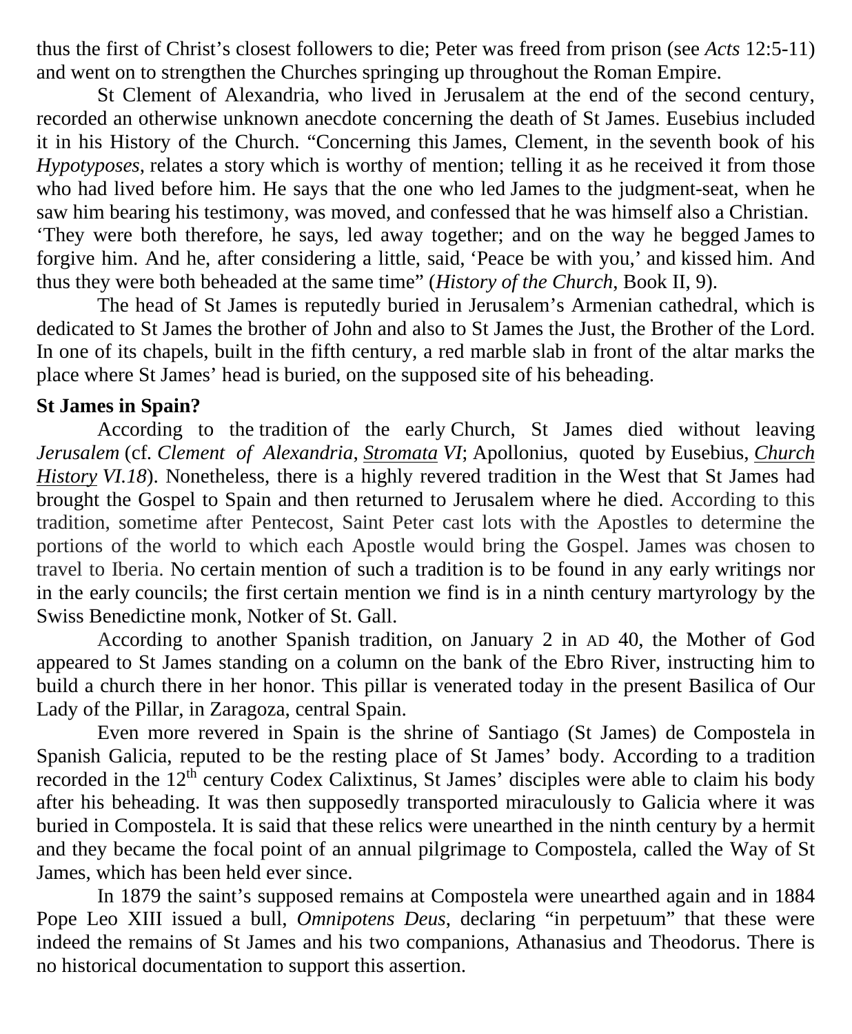thus the first of Christ's closest followers to die; Peter was freed from prison (see *Acts* 12:5-11) and went on to strengthen the Churches springing up throughout the Roman Empire.

St Clement of Alexandria, who lived in Jerusalem at the end of the second century, recorded an otherwise unknown anecdote concerning the death of St James. Eusebius included it in his History of the Church. "Concerning this James, Clement, in the seventh book of his *Hypotyposes*, relates a story which is worthy of mention; telling it as he received it from those who had lived before him. He says that the one who led James to the judgment-seat, when he saw him bearing his testimony, was moved, and confessed that he was himself also a Christian. 'They were both therefore, he says, led away together; and on the way he begged James to forgive him. And he, after considering a little, said, 'Peace be with you,' and kissed him. And thus they were both beheaded at the same time" (*History of the Church*, Book II, 9).

The head of St James is reputedly buried in Jerusalem's Armenian cathedral, which is dedicated to St James the brother of John and also to St James the Just, the Brother of the Lord. In one of its chapels, built in the fifth century, a red marble slab in front of the altar marks the place where St James' head is buried, on the supposed site of his beheading.

**St James in Spain?**

According to the tradition of the early Church, St James died without leaving *Jerusalem* (cf. *Clement of Alexandria*, *Stromata VI*; Apollonius, quoted by Eusebius, *Church History VI.18*). Nonetheless, there is a highly revered tradition in the West that St James had brought the Gospel to Spain and then returned to Jerusalem where he died. According to this tradition, sometime after Pentecost, Saint Peter cast lots with the Apostles to determine the portions of the world to which each Apostle would bring the Gospel. James was chosen to travel to Iberia. No certain mention of such a tradition is to be found in any early writings nor in the early councils; the first certain mention we find is in a ninth century martyrology by the Swiss Benedictine monk, Notker of St. Gall.

According to another Spanish tradition, on January 2 in AD 40, the Mother of God appeared to St James standing on a column on the bank of the Ebro River, instructing him to build a church there in her honor. This pillar is venerated today in the present Basilica of Our Lady of the Pillar, in Zaragoza, central Spain.

Even more revered in Spain is the shrine of Santiago (St James) de Compostela in Spanish Galicia, reputed to be the resting place of St James' body. According to a tradition recorded in the 12th century Codex Calixtinus, St James' disciples were able to claim his body after his beheading. It was then supposedly transported miraculously to Galicia where it was buried in Compostela. It is said that these relics were unearthed in the ninth century by a hermit and they became the focal point of an annual pilgrimage to Compostela, called the Way of St James, which has been held ever since.

In 1879 the saint's supposed remains at Compostela were unearthed again and in 1884 Pope Leo XIII issued a bull, *Omnipotens Deus*, declaring "in perpetuum" that these were indeed the remains of St James and his two companions, Athanasius and Theodorus. There is no historical documentation to support this assertion.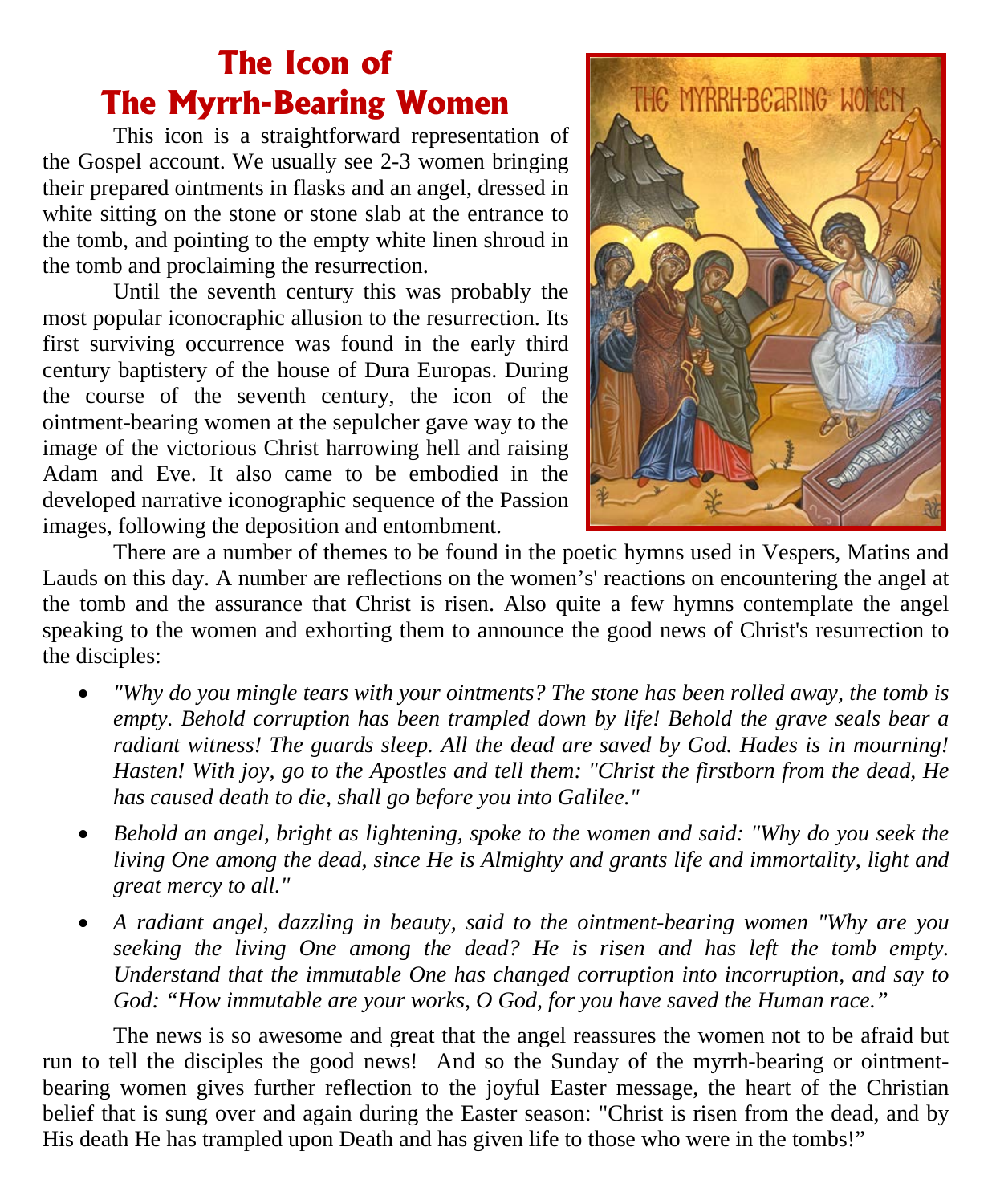# The Icon of The Myrrh-Bearing Women

This icon is a straightforward representation of the Gospel account. We usually see 2-3 women bringing their prepared ointments in flasks and an angel, dressed in white sitting on the stone or stone slab at the entrance to the tomb, and pointing to the empty white linen shroud in the tomb and proclaiming the resurrection.

Until the seventh century this was probably the most popular iconocraphic allusion to the resurrection. Its first surviving occurrence was found in the early third century baptistery of the house of Dura Europas. During the course of the seventh century, the icon of the ointment-bearing women at the sepulcher gave way to the image of the victorious Christ harrowing hell and raising Adam and Eve. It also came to be embodied in the developed narrative iconographic sequence of the Passion images, following the deposition and entombment.

There are a number of themes to be found in the poetic hymns used in Vespers, Matins and Lauds on this day. A number are reflections on the women's' reactions on encountering the angel at the tomb and the assurance that Christ is risen. Also quite a few hymns contemplate the angel speaking to the women and exhorting them to announce the good news of Christ's resurrection to the disciples:

- *"Why do you mingle tears with your ointments? The stone has been rolled away, the tomb is empty. Behold corruption has been trampled down by life! Behold the grave seals bear a radiant witness! The guards sleep. All the dead are saved by God. Hades is in mourning! Hasten! With joy, go to the Apostles and tell them: "Christ the firstborn from the dead, He has caused death to die, shall go before you into Galilee."*
- *Behold an angel, bright as lightening, spoke to the women and said: "Why do you seek the living One among the dead, since He is Almighty and grants life and immortality, light and great mercy to all."*
- *A radiant angel, dazzling in beauty, said to the ointment-bearing women "Why are you seeking the living One among the dead? He is risen and has left the tomb empty. Understand that the immutable One has changed corruption into incorruption, and say to God: "How immutable are your works, O God, for you have saved the Human race."*

The news is so awesome and great that the angel reassures the women not to be afraid but run to tell the disciples the good news! And so the Sunday of the myrrh-bearing or ointment-bearing women gives further reflection to the joyful Easter message, the heart of the Christian belief that is sung over and again during the Easter season: "Christ is risen from the dead, and by His death He has trampled upon Death and has given life to those who were in the tombs!"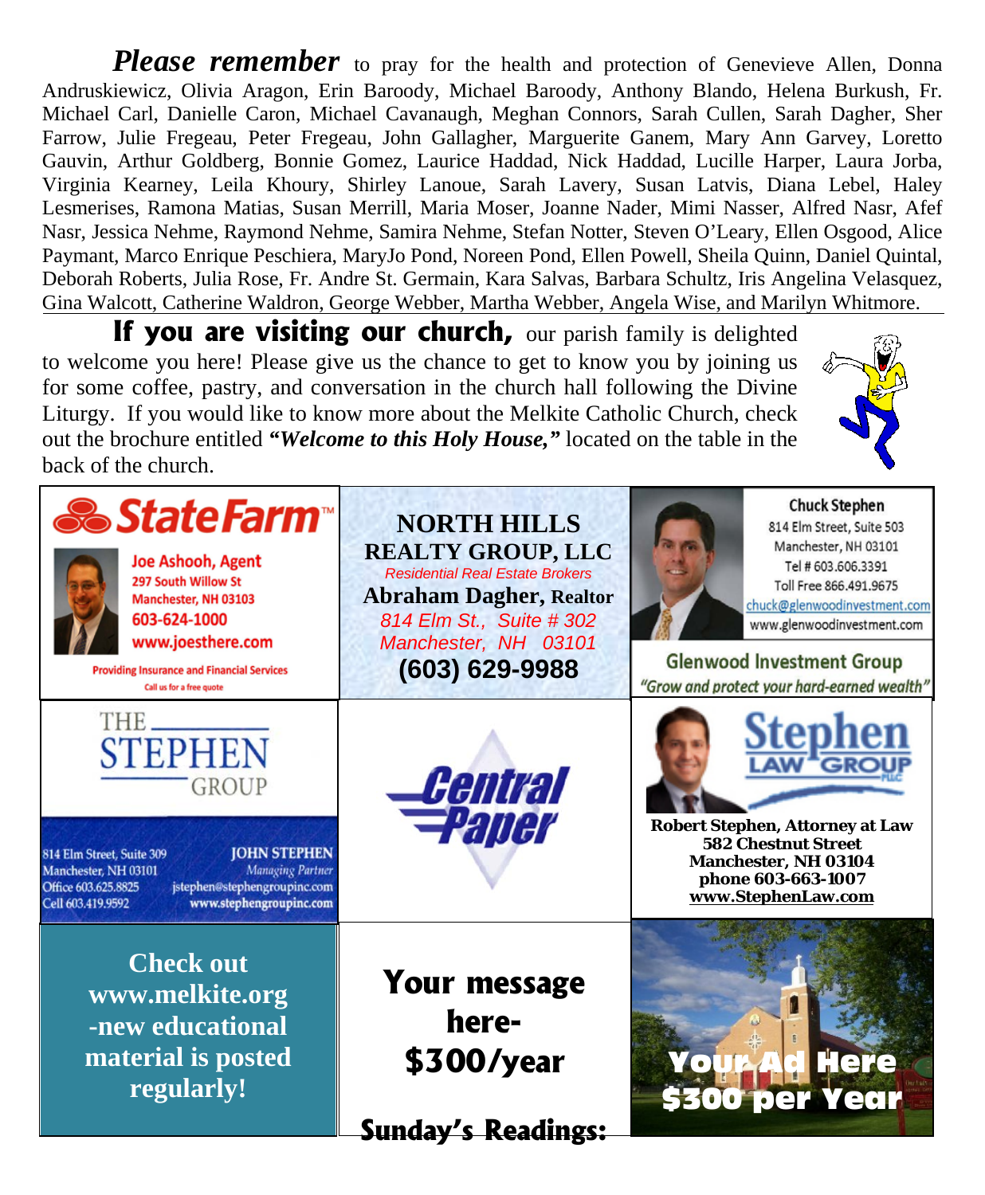***Please remember*** to pray for the health and protection of Genevieve Allen, Donna Andruskiewicz, Olivia Aragon, Erin Baroody, Michael Baroody, Anthony Blando, Helena Burkush, Fr. Michael Carl, Danielle Caron, Michael Cavanaugh, Meghan Connors, Sarah Cullen, Sarah Dagher, Sher Farrow, Julie Fregeau, Peter Fregeau, John Gallagher, Marguerite Ganem, Mary Ann Garvey, Loretto Gauvin, Arthur Goldberg, Bonnie Gomez, Laurice Haddad, Nick Haddad, Lucille Harper, Laura Jorba, Virginia Kearney, Leila Khoury, Shirley Lanoue, Sarah Lavery, Susan Latvis, Diana Lebel, Haley Lesmerises, Ramona Matias, Susan Merrill, Maria Moser, Joanne Nader, Mimi Nasser, Alfred Nasr, Afef Nasr, Jessica Nehme, Raymond Nehme, Samira Nehme, Stefan Notter, Steven O'Leary, Ellen Osgood, Alice Paymant, Marco Enrique Peschiera, MaryJo Pond, Noreen Pond, Ellen Powell, Sheila Quinn, Daniel Quintal, Deborah Roberts, Julia Rose, Fr. Andre St. Germain, Kara Salvas, Barbara Schultz, Iris Angelina Velasquez, Gina Walcott, Catherine Waldron, George Webber, Martha Webber, Angela Wise, and Marilyn Whitmore.

**If you are visiting our church,** our parish family is delighted to welcome you here! Please give us the chance to get to know you by joining us for some coffee, pastry, and conversation in the church hall following the Divine Liturgy. If you would like to know more about the Melkite Catholic Church, check out the brochure entitled ***"Welcome to this Holy House,"*** located on the table in the back of the church.

**State Farm™**
Joe Ashooh, Agent
297 South Willow St
Manchester, NH 03103
603-624-1000
www.joesthere.com
Providing Insurance and Financial Services
Call us for a free quote

**NORTH HILLS REALTY GROUP, LLC**
*Residential Real Estate Brokers*
**Abraham Dagher, Realtor**
*814 Elm St., Suite # 302*
*Manchester, NH 03101*
**(603) 629-9988**

**Chuck Stephen**
814 Elm Street, Suite 503
Manchester, NH 03101
Tel # 603.606.3391
Toll Free 866.491.9675
chuck@glenwoodinvestment.com
www.glenwoodinvestment.com
**Glenwood Investment Group**
*"Grow and protect your hard-earned wealth"*

**THE STEPHEN GROUP**
814 Elm Street, Suite 309
Manchester, NH 03101
Office 603.625.8825
Cell 603.419.9592
**JOHN STEPHEN**
*Managing Partner*
jstephen@stephengroupinc.com
www.stephengroupinc.com

**Central Paper**

**Stephen LAW GROUP PLLC**
**Robert Stephen, Attorney at Law**
**582 Chestnut Street**
**Manchester, NH 03104**
**phone 603-663-1007**
**www.StephenLaw.com**

**Check out www.melkite.org -new educational material is posted regularly!**

**Your message here- $300/year**

**Your Ad Here $300 per Year**

**Sunday's Readings:**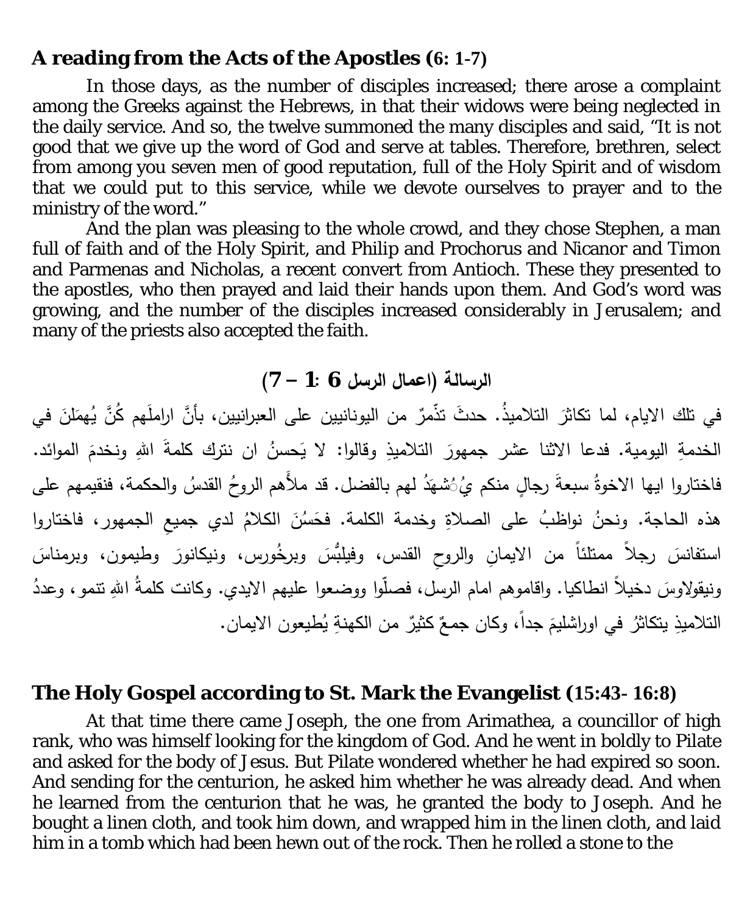**A reading from the Acts of the Apostles (6: 1-7)**

In those days, as the number of disciples increased; there arose a complaint among the Greeks against the Hebrews, in that their widows were being neglected in the daily service. And so, the twelve summoned the many disciples and said, "It is not good that we give up the word of God and serve at tables. Therefore, brethren, select from among you seven men of good reputation, full of the Holy Spirit and of wisdom that we could put to this service, while we devote ourselves to prayer and to the ministry of the word."

And the plan was pleasing to the whole crowd, and they chose Stephen, a man full of faith and of the Holy Spirit, and Philip and Prochorus and Nicanor and Timon and Parmenas and Nicholas, a recent convert from Antioch. These they presented to the apostles, who then prayed and laid their hands upon them. And God's word was growing, and the number of the disciples increased considerably in Jerusalem; and many of the priests also accepted the faith.

**الرسالة (اعمال الرسل 6 :1 – 7)**

في تلك الايام، لما تكاثرَ التلاميذُ. حدثَ تذّمرٌ من اليونانيين على العبرانيين، بأنَّ اراملَهم كُنَّ يُهمَلنَ في الخدمةِ اليومية. فدعا الاثنا عشر جمهورَ التلاميذِ وقالوا: لا يَحسنُ ان نترك كلمةَ اللهِ ونخدمَ الموائد. فاختاروا ايها الاخوةُ سبعةَ رجالٍ منكم يُشهَدُ لهم بالفضل. قد ملأَهم الروحُ القدسُ والحكمة، فنقيمهم على هذه الحاجة. ونحنُ نواظبُ على الصلاةِ وخدمة الكلمة. فحَسُنَ الكلامُ لدي جميعِ الجمهور، فاختاروا استفانسَ رجلاً ممتلئاً من الايمانِ والروحِ القدس، وفيلبُّسَ وبرخُورس، ونيكانورَ وطيمون، وبرمناسَ ونيقولاوسَ دخيلاً انطاكيا. واقاموهم امام الرسل، فصلّوا ووضعوا عليهم الايدي. وكانت كلمةُ اللهِ تنمو، وعددُ التلاميذِ يتكاثرُ في اوراشليمَ جداً، وكان جمعٌ كثيرٌ من الكهنةِ يُطيعون الايمان.

**The Holy Gospel according to St. Mark the Evangelist (15:43- 16:8)**

At that time there came Joseph, the one from Arimathea, a councillor of high rank, who was himself looking for the kingdom of God. And he went in boldly to Pilate and asked for the body of Jesus. But Pilate wondered whether he had expired so soon. And sending for the centurion, he asked him whether he was already dead. And when he learned from the centurion that he was, he granted the body to Joseph. And he bought a linen cloth, and took him down, and wrapped him in the linen cloth, and laid him in a tomb which had been hewn out of the rock. Then he rolled a stone to the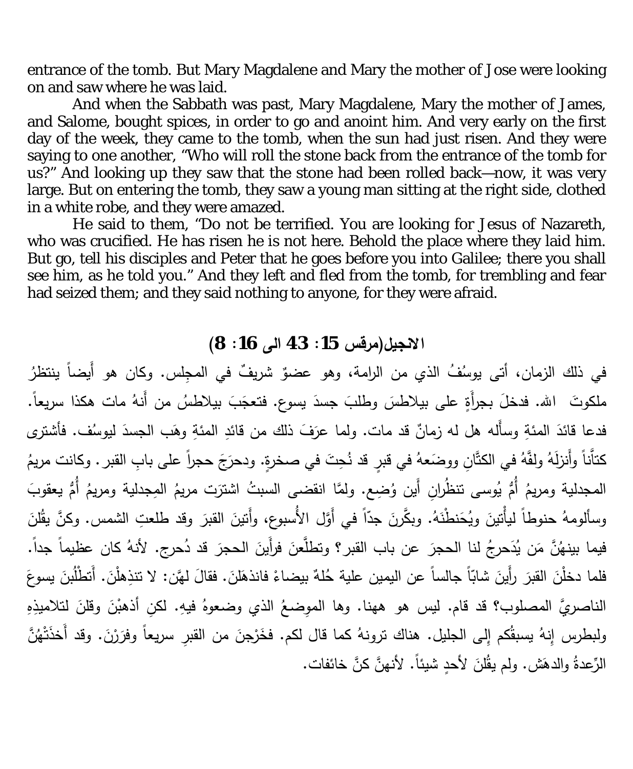entrance of the tomb. But Mary Magdalene and Mary the mother of Jose were looking on and saw where he was laid.

And when the Sabbath was past, Mary Magdalene, Mary the mother of James, and Salome, bought spices, in order to go and anoint him. And very early on the first day of the week, they came to the tomb, when the sun had just risen. And they were saying to one another, "Who will roll the stone back from the entrance of the tomb for us?" And looking up they saw that the stone had been rolled back—now, it was very large. But on entering the tomb, they saw a young man sitting at the right side, clothed in a white robe, and they were amazed.

He said to them, "Do not be terrified. You are looking for Jesus of Nazareth, who was crucified. He has risen he is not here. Behold the place where they laid him. But go, tell his disciples and Peter that he goes before you into Galilee; there you shall see him, as he told you." And they left and fled from the tomb, for trembling and fear had seized them; and they said nothing to anyone, for they were afraid.

## الانجيل(مرقس 15: 43 الى 16: 8)

في ذلك الزمان، أتى يوسُفُ الذي من الرامة، وهو عضوٌ شريفٌ في المجِلس. وكان هو أَيضاً ينتظرُ ملكوتَ الله. فدخلَ بجرأَةٍ على بيلاطسَ وطلبَ جسدَ يسوع. فتعجَبَ بيلاطسُ من أَنهُ مات هكذا سريعاً. فدعا قائدَ المئةِ وسأَله هل له زمانٌ قد مات. ولما عرَفَ ذلك من قائدِ المئةِ وهَب الجسدَ ليوسُف. فأشترى كتأَناً وأَنزلَهُ ولفَّهُ في الكتَّانِ ووضَعهُ في قبرٍ قد نُحِتَ في صخرةٍ. ودحرَجَ حجراً على بابِ القبر. وكانت مريمُ المجدلية ومريمُ أُمُّ يُوسى تنظُرانِ أَين وُضِع. ولمَّا انقضى السبتُ اشترَت مريمُ المِجدلية ومريمُ أُمُّ يعقوبَ وسألومهُ حنوطاً ليأْتينَ ويُحَنطْنَهُ. وبكَّرنَ جدّاً في أَوَّل الأُسبوع، وأَتينَ القبرَ وقد طلعتِ الشمس. وكنَّ يقُلنَ فيما بينهُنَّ مَن يُدَحرجُ لنا الحجرَ عن باب القبر؟ وتطلَّعنَ فرأَينَ الحجرَ قد دُحرِج. لأنهُ كان عظيماً جداً. فلما دخلْنَ القبرَ رأَينَ شابّاً جالساً عن اليمين علية حُلهٌ بيضاءُ فانذهَلنَ. فقالَ لهّن: لا تنذِهلْنَ. أَتطْلُبنَ يسوعَ الناصريَّ المصلوب؟ قد قام. ليس هو ههنا. وها الموضعُ الذي وضعوهُ فيهِ. لكنِ أذهبْنَ وقلنَ لتلاميذِهِ ولبطرس إِنهُ يسبقُكم إِلى الجليل. هناك ترونهُ كما قال لكم. فخَرْجنَ من القبرِ سريعاً وفرَرْنَ. وقد أَخذَتْهُنَّ الرِّعدةُ والدهَش. ولم يقُلنَ لأحدٍ شيئاً. لأنهنَّ كنَّ خائفات.